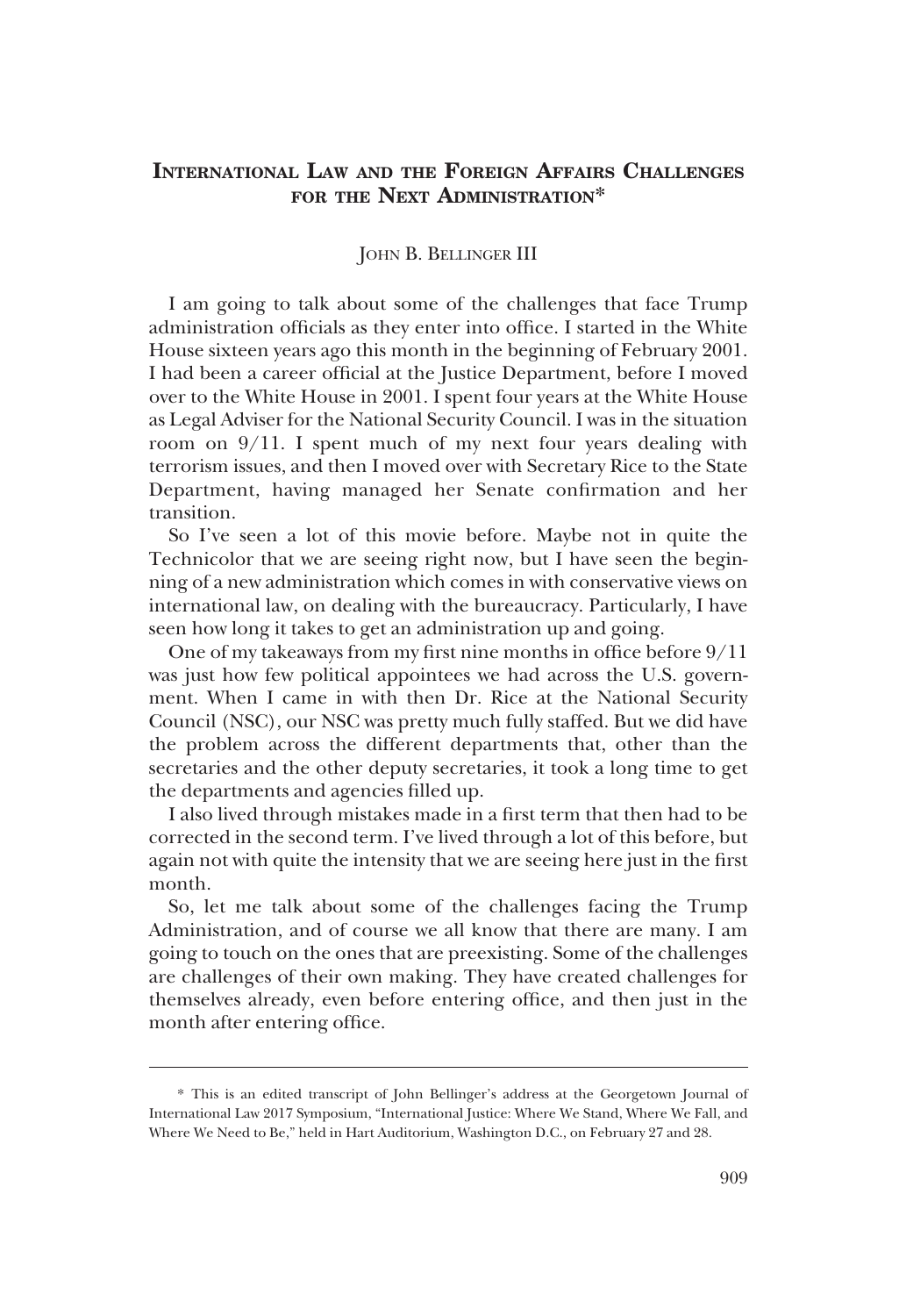# International Law and the Foreign Affairs Challenges for the Next Administration*

John B. Bellinger III

I am going to talk about some of the challenges that face Trump administration officials as they enter into office. I started in the White House sixteen years ago this month in the beginning of February 2001. I had been a career official at the Justice Department, before I moved over to the White House in 2001. I spent four years at the White House as Legal Adviser for the National Security Council. I was in the situation room on 9/11. I spent much of my next four years dealing with terrorism issues, and then I moved over with Secretary Rice to the State Department, having managed her Senate confirmation and her transition.

So I've seen a lot of this movie before. Maybe not in quite the Technicolor that we are seeing right now, but I have seen the beginning of a new administration which comes in with conservative views on international law, on dealing with the bureaucracy. Particularly, I have seen how long it takes to get an administration up and going.

One of my takeaways from my first nine months in office before 9/11 was just how few political appointees we had across the U.S. government. When I came in with then Dr. Rice at the National Security Council (NSC), our NSC was pretty much fully staffed. But we did have the problem across the different departments that, other than the secretaries and the other deputy secretaries, it took a long time to get the departments and agencies filled up.

I also lived through mistakes made in a first term that then had to be corrected in the second term. I've lived through a lot of this before, but again not with quite the intensity that we are seeing here just in the first month.

So, let me talk about some of the challenges facing the Trump Administration, and of course we all know that there are many. I am going to touch on the ones that are preexisting. Some of the challenges are challenges of their own making. They have created challenges for themselves already, even before entering office, and then just in the month after entering office.

---

\* This is an edited transcript of John Bellinger's address at the Georgetown Journal of International Law 2017 Symposium, "International Justice: Where We Stand, Where We Fall, and Where We Need to Be," held in Hart Auditorium, Washington D.C., on February 27 and 28.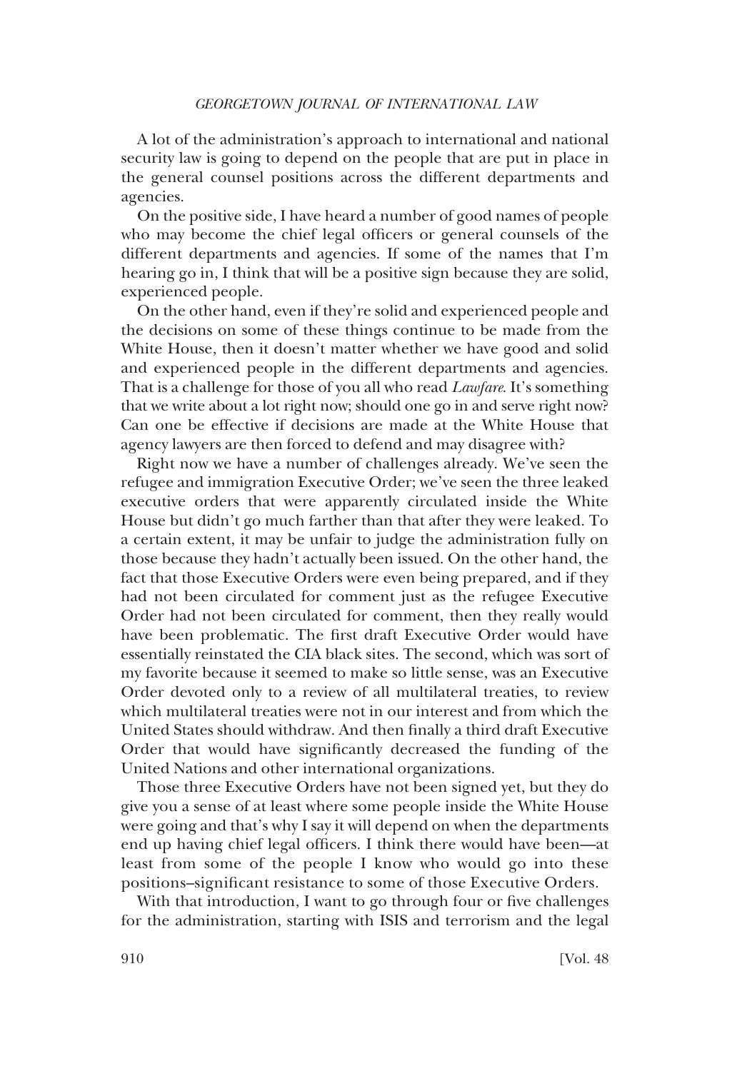A lot of the administration's approach to international and national security law is going to depend on the people that are put in place in the general counsel positions across the different departments and agencies.

On the positive side, I have heard a number of good names of people who may become the chief legal officers or general counsels of the different departments and agencies. If some of the names that I'm hearing go in, I think that will be a positive sign because they are solid, experienced people.

On the other hand, even if they're solid and experienced people and the decisions on some of these things continue to be made from the White House, then it doesn't matter whether we have good and solid and experienced people in the different departments and agencies. That is a challenge for those of you all who read *Lawfare*. It's something that we write about a lot right now; should one go in and serve right now? Can one be effective if decisions are made at the White House that agency lawyers are then forced to defend and may disagree with?

Right now we have a number of challenges already. We've seen the refugee and immigration Executive Order; we've seen the three leaked executive orders that were apparently circulated inside the White House but didn't go much farther than that after they were leaked. To a certain extent, it may be unfair to judge the administration fully on those because they hadn't actually been issued. On the other hand, the fact that those Executive Orders were even being prepared, and if they had not been circulated for comment just as the refugee Executive Order had not been circulated for comment, then they really would have been problematic. The first draft Executive Order would have essentially reinstated the CIA black sites. The second, which was sort of my favorite because it seemed to make so little sense, was an Executive Order devoted only to a review of all multilateral treaties, to review which multilateral treaties were not in our interest and from which the United States should withdraw. And then finally a third draft Executive Order that would have significantly decreased the funding of the United Nations and other international organizations.

Those three Executive Orders have not been signed yet, but they do give you a sense of at least where some people inside the White House were going and that's why I say it will depend on when the departments end up having chief legal officers. I think there would have been—at least from some of the people I know who would go into these positions–significant resistance to some of those Executive Orders.

With that introduction, I want to go through four or five challenges for the administration, starting with ISIS and terrorism and the legal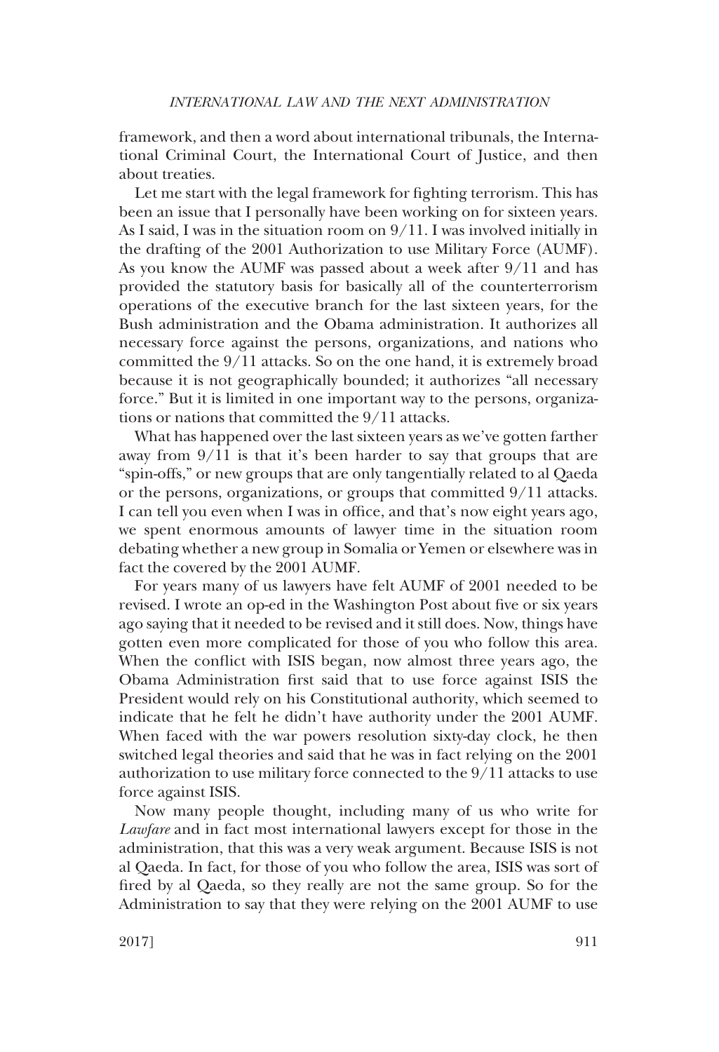framework, and then a word about international tribunals, the International Criminal Court, the International Court of Justice, and then about treaties.

Let me start with the legal framework for fighting terrorism. This has been an issue that I personally have been working on for sixteen years. As I said, I was in the situation room on 9/11. I was involved initially in the drafting of the 2001 Authorization to use Military Force (AUMF). As you know the AUMF was passed about a week after 9/11 and has provided the statutory basis for basically all of the counterterrorism operations of the executive branch for the last sixteen years, for the Bush administration and the Obama administration. It authorizes all necessary force against the persons, organizations, and nations who committed the 9/11 attacks. So on the one hand, it is extremely broad because it is not geographically bounded; it authorizes "all necessary force." But it is limited in one important way to the persons, organizations or nations that committed the 9/11 attacks.

What has happened over the last sixteen years as we've gotten farther away from 9/11 is that it's been harder to say that groups that are "spin-offs," or new groups that are only tangentially related to al Qaeda or the persons, organizations, or groups that committed 9/11 attacks. I can tell you even when I was in office, and that's now eight years ago, we spent enormous amounts of lawyer time in the situation room debating whether a new group in Somalia or Yemen or elsewhere was in fact the covered by the 2001 AUMF.

For years many of us lawyers have felt AUMF of 2001 needed to be revised. I wrote an op-ed in the Washington Post about five or six years ago saying that it needed to be revised and it still does. Now, things have gotten even more complicated for those of you who follow this area. When the conflict with ISIS began, now almost three years ago, the Obama Administration first said that to use force against ISIS the President would rely on his Constitutional authority, which seemed to indicate that he felt he didn't have authority under the 2001 AUMF. When faced with the war powers resolution sixty-day clock, he then switched legal theories and said that he was in fact relying on the 2001 authorization to use military force connected to the 9/11 attacks to use force against ISIS.

Now many people thought, including many of us who write for *Lawfare* and in fact most international lawyers except for those in the administration, that this was a very weak argument. Because ISIS is not al Qaeda. In fact, for those of you who follow the area, ISIS was sort of fired by al Qaeda, so they really are not the same group. So for the Administration to say that they were relying on the 2001 AUMF to use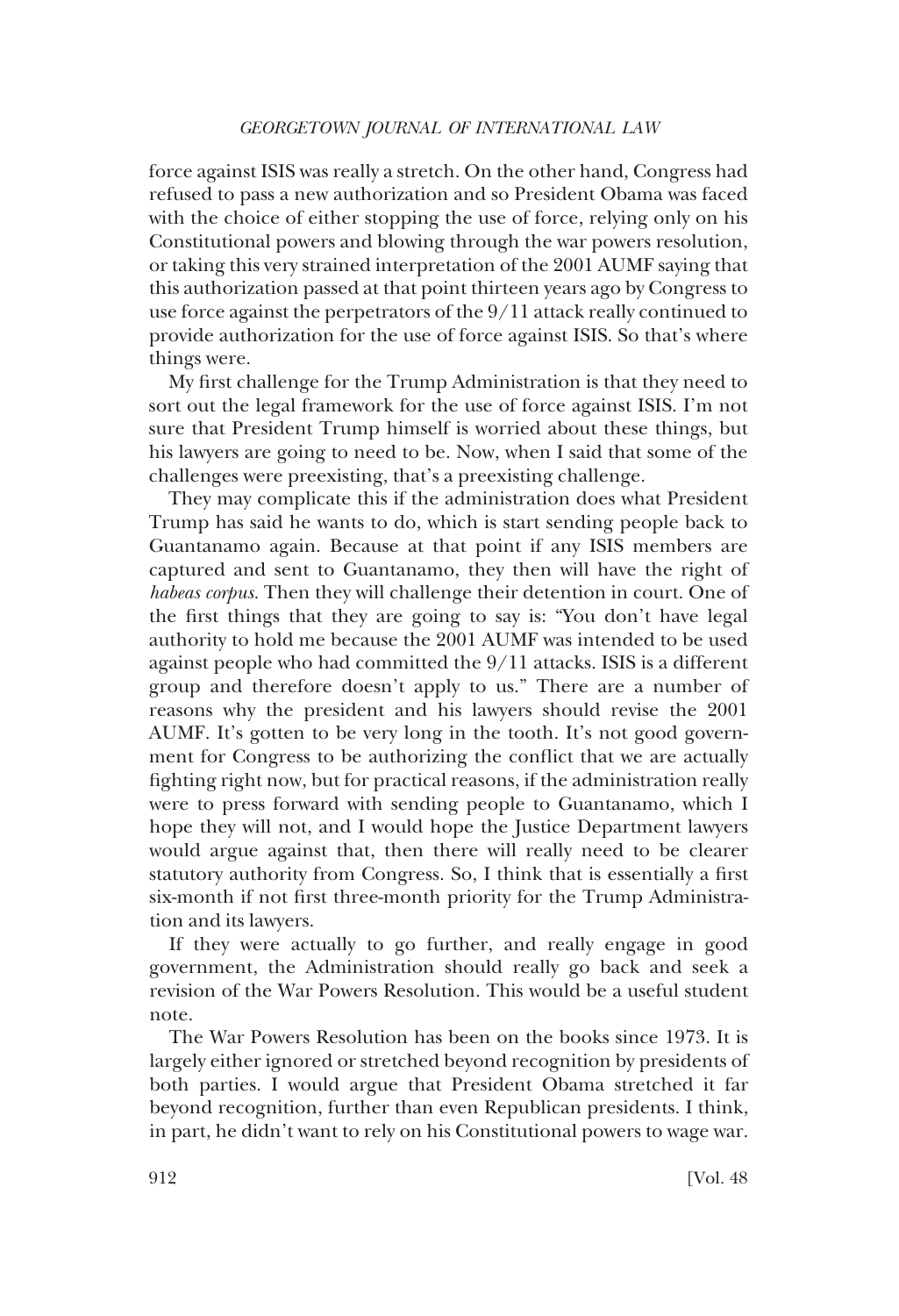force against ISIS was really a stretch. On the other hand, Congress had refused to pass a new authorization and so President Obama was faced with the choice of either stopping the use of force, relying only on his Constitutional powers and blowing through the war powers resolution, or taking this very strained interpretation of the 2001 AUMF saying that this authorization passed at that point thirteen years ago by Congress to use force against the perpetrators of the 9/11 attack really continued to provide authorization for the use of force against ISIS. So that's where things were.

My first challenge for the Trump Administration is that they need to sort out the legal framework for the use of force against ISIS. I'm not sure that President Trump himself is worried about these things, but his lawyers are going to need to be. Now, when I said that some of the challenges were preexisting, that's a preexisting challenge.

They may complicate this if the administration does what President Trump has said he wants to do, which is start sending people back to Guantanamo again. Because at that point if any ISIS members are captured and sent to Guantanamo, they then will have the right of *habeas corpus.* Then they will challenge their detention in court. One of the first things that they are going to say is: "You don't have legal authority to hold me because the 2001 AUMF was intended to be used against people who had committed the 9/11 attacks. ISIS is a different group and therefore doesn't apply to us." There are a number of reasons why the president and his lawyers should revise the 2001 AUMF. It's gotten to be very long in the tooth. It's not good government for Congress to be authorizing the conflict that we are actually fighting right now, but for practical reasons, if the administration really were to press forward with sending people to Guantanamo, which I hope they will not, and I would hope the Justice Department lawyers would argue against that, then there will really need to be clearer statutory authority from Congress. So, I think that is essentially a first six-month if not first three-month priority for the Trump Administration and its lawyers.

If they were actually to go further, and really engage in good government, the Administration should really go back and seek a revision of the War Powers Resolution. This would be a useful student note.

The War Powers Resolution has been on the books since 1973. It is largely either ignored or stretched beyond recognition by presidents of both parties. I would argue that President Obama stretched it far beyond recognition, further than even Republican presidents. I think, in part, he didn't want to rely on his Constitutional powers to wage war.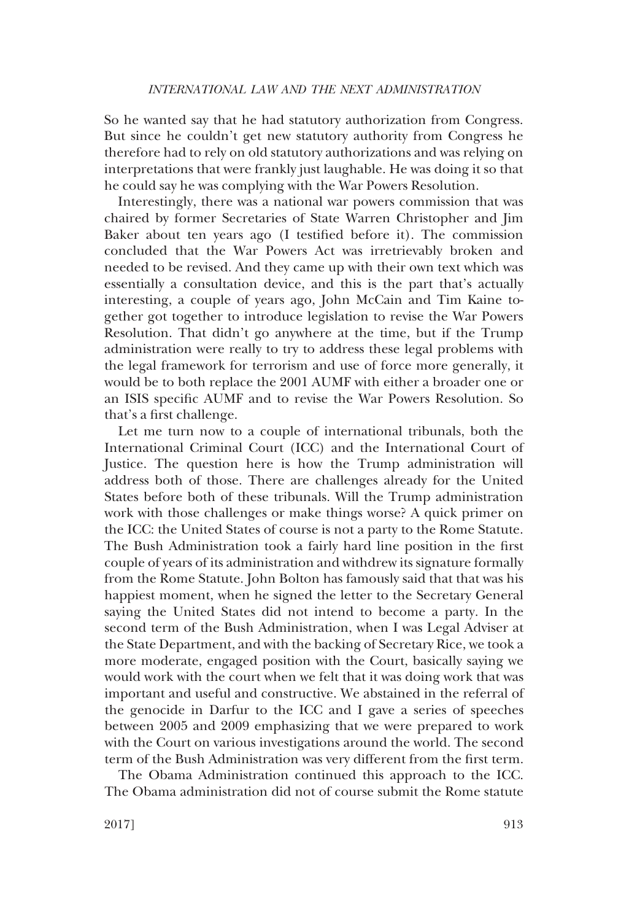So he wanted say that he had statutory authorization from Congress. But since he couldn't get new statutory authority from Congress he therefore had to rely on old statutory authorizations and was relying on interpretations that were frankly just laughable. He was doing it so that he could say he was complying with the War Powers Resolution.

Interestingly, there was a national war powers commission that was chaired by former Secretaries of State Warren Christopher and Jim Baker about ten years ago (I testified before it). The commission concluded that the War Powers Act was irretrievably broken and needed to be revised. And they came up with their own text which was essentially a consultation device, and this is the part that's actually interesting, a couple of years ago, John McCain and Tim Kaine together got together to introduce legislation to revise the War Powers Resolution. That didn't go anywhere at the time, but if the Trump administration were really to try to address these legal problems with the legal framework for terrorism and use of force more generally, it would be to both replace the 2001 AUMF with either a broader one or an ISIS specific AUMF and to revise the War Powers Resolution. So that's a first challenge.

Let me turn now to a couple of international tribunals, both the International Criminal Court (ICC) and the International Court of Justice. The question here is how the Trump administration will address both of those. There are challenges already for the United States before both of these tribunals. Will the Trump administration work with those challenges or make things worse? A quick primer on the ICC: the United States of course is not a party to the Rome Statute. The Bush Administration took a fairly hard line position in the first couple of years of its administration and withdrew its signature formally from the Rome Statute. John Bolton has famously said that that was his happiest moment, when he signed the letter to the Secretary General saying the United States did not intend to become a party. In the second term of the Bush Administration, when I was Legal Adviser at the State Department, and with the backing of Secretary Rice, we took a more moderate, engaged position with the Court, basically saying we would work with the court when we felt that it was doing work that was important and useful and constructive. We abstained in the referral of the genocide in Darfur to the ICC and I gave a series of speeches between 2005 and 2009 emphasizing that we were prepared to work with the Court on various investigations around the world. The second term of the Bush Administration was very different from the first term.

The Obama Administration continued this approach to the ICC. The Obama administration did not of course submit the Rome statute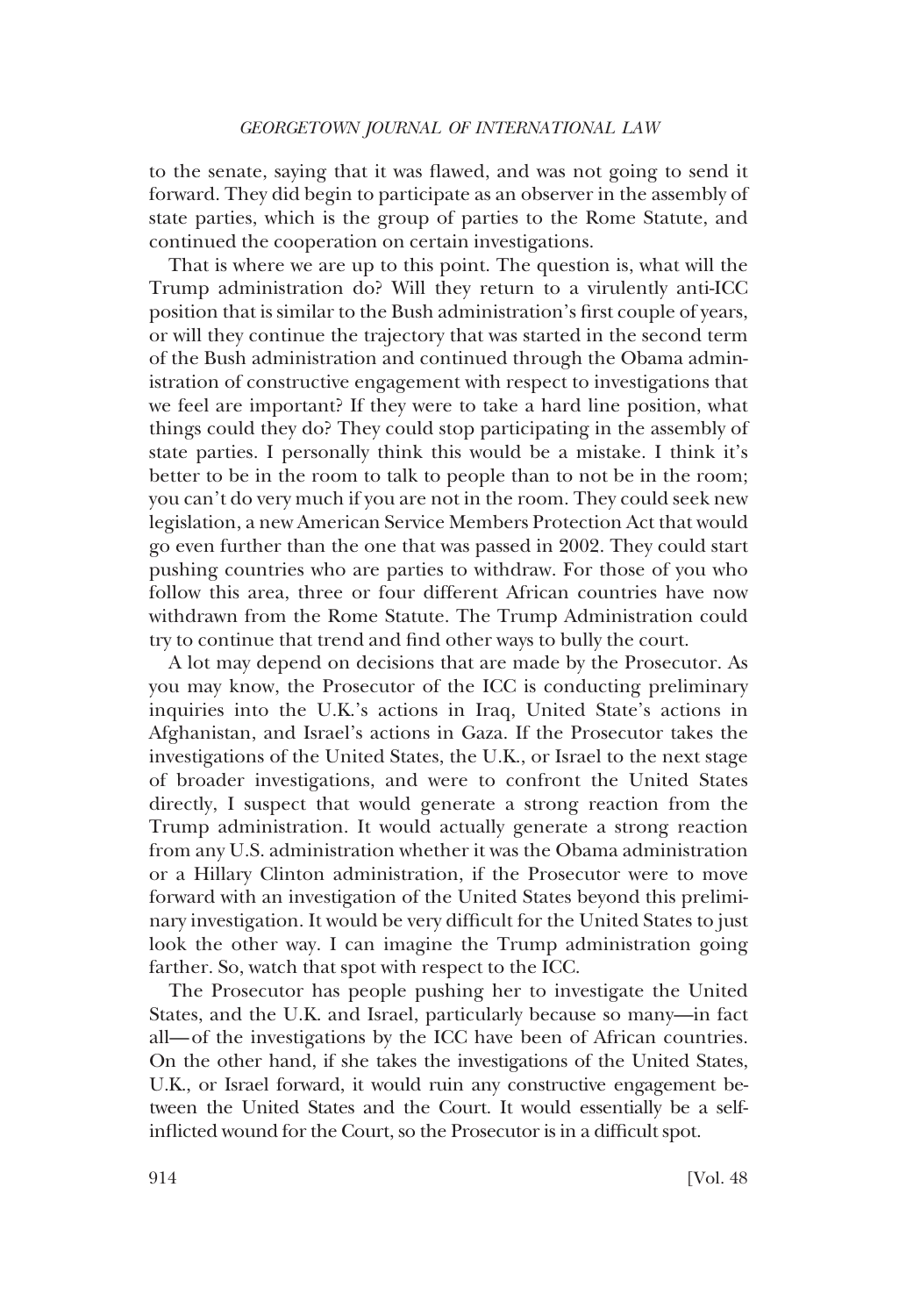to the senate, saying that it was flawed, and was not going to send it forward. They did begin to participate as an observer in the assembly of state parties, which is the group of parties to the Rome Statute, and continued the cooperation on certain investigations.

That is where we are up to this point. The question is, what will the Trump administration do? Will they return to a virulently anti-ICC position that is similar to the Bush administration's first couple of years, or will they continue the trajectory that was started in the second term of the Bush administration and continued through the Obama administration of constructive engagement with respect to investigations that we feel are important? If they were to take a hard line position, what things could they do? They could stop participating in the assembly of state parties. I personally think this would be a mistake. I think it's better to be in the room to talk to people than to not be in the room; you can't do very much if you are not in the room. They could seek new legislation, a new American Service Members Protection Act that would go even further than the one that was passed in 2002. They could start pushing countries who are parties to withdraw. For those of you who follow this area, three or four different African countries have now withdrawn from the Rome Statute. The Trump Administration could try to continue that trend and find other ways to bully the court.

A lot may depend on decisions that are made by the Prosecutor. As you may know, the Prosecutor of the ICC is conducting preliminary inquiries into the U.K.'s actions in Iraq, United State's actions in Afghanistan, and Israel's actions in Gaza. If the Prosecutor takes the investigations of the United States, the U.K., or Israel to the next stage of broader investigations, and were to confront the United States directly, I suspect that would generate a strong reaction from the Trump administration. It would actually generate a strong reaction from any U.S. administration whether it was the Obama administration or a Hillary Clinton administration, if the Prosecutor were to move forward with an investigation of the United States beyond this preliminary investigation. It would be very difficult for the United States to just look the other way. I can imagine the Trump administration going farther. So, watch that spot with respect to the ICC.

The Prosecutor has people pushing her to investigate the United States, and the U.K. and Israel, particularly because so many—in fact all—of the investigations by the ICC have been of African countries. On the other hand, if she takes the investigations of the United States, U.K., or Israel forward, it would ruin any constructive engagement between the United States and the Court. It would essentially be a self-inflicted wound for the Court, so the Prosecutor is in a difficult spot.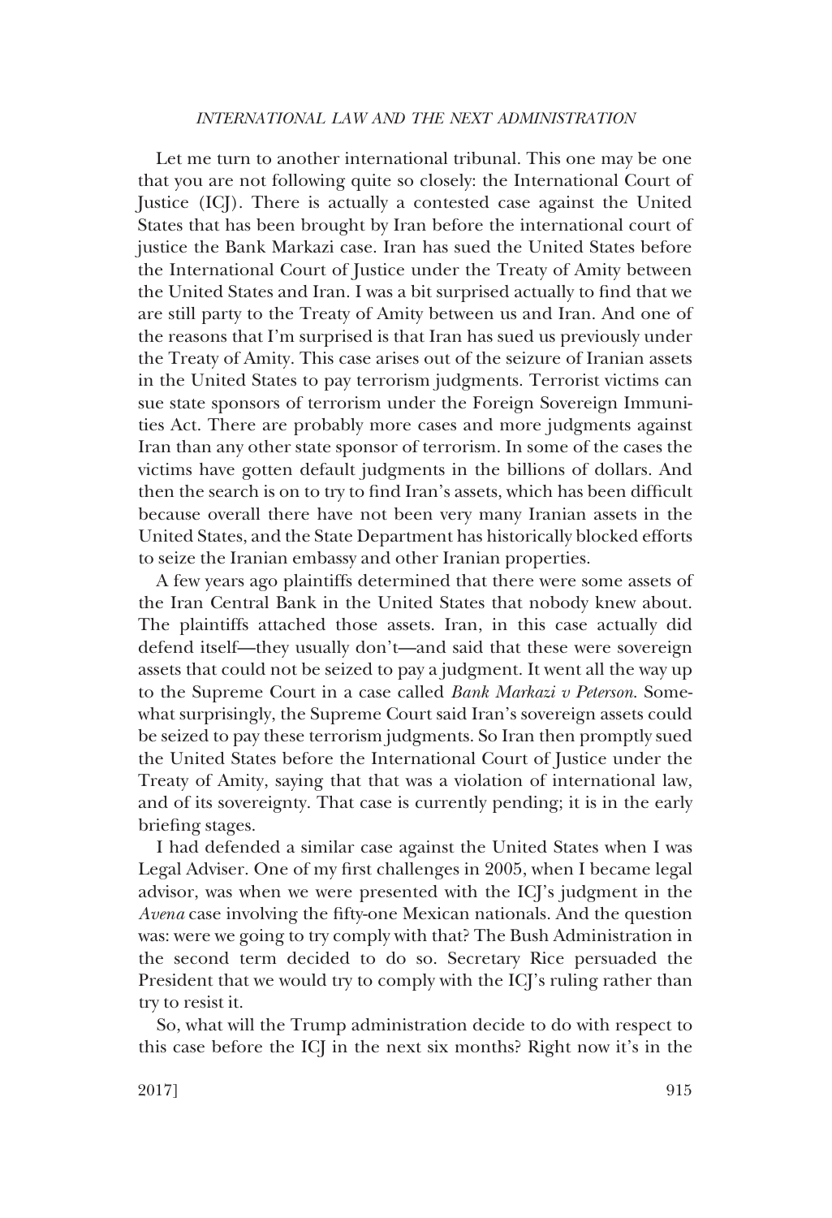Let me turn to another international tribunal. This one may be one that you are not following quite so closely: the International Court of Justice (ICJ). There is actually a contested case against the United States that has been brought by Iran before the international court of justice the Bank Markazi case. Iran has sued the United States before the International Court of Justice under the Treaty of Amity between the United States and Iran. I was a bit surprised actually to find that we are still party to the Treaty of Amity between us and Iran. And one of the reasons that I'm surprised is that Iran has sued us previously under the Treaty of Amity. This case arises out of the seizure of Iranian assets in the United States to pay terrorism judgments. Terrorist victims can sue state sponsors of terrorism under the Foreign Sovereign Immunities Act. There are probably more cases and more judgments against Iran than any other state sponsor of terrorism. In some of the cases the victims have gotten default judgments in the billions of dollars. And then the search is on to try to find Iran's assets, which has been difficult because overall there have not been very many Iranian assets in the United States, and the State Department has historically blocked efforts to seize the Iranian embassy and other Iranian properties.

A few years ago plaintiffs determined that there were some assets of the Iran Central Bank in the United States that nobody knew about. The plaintiffs attached those assets. Iran, in this case actually did defend itself—they usually don't—and said that these were sovereign assets that could not be seized to pay a judgment. It went all the way up to the Supreme Court in a case called *Bank Markazi v Peterson*. Somewhat surprisingly, the Supreme Court said Iran's sovereign assets could be seized to pay these terrorism judgments. So Iran then promptly sued the United States before the International Court of Justice under the Treaty of Amity, saying that that was a violation of international law, and of its sovereignty. That case is currently pending; it is in the early briefing stages.

I had defended a similar case against the United States when I was Legal Adviser. One of my first challenges in 2005, when I became legal advisor, was when we were presented with the ICJ's judgment in the *Avena* case involving the fifty-one Mexican nationals. And the question was: were we going to try comply with that? The Bush Administration in the second term decided to do so. Secretary Rice persuaded the President that we would try to comply with the ICJ's ruling rather than try to resist it.

So, what will the Trump administration decide to do with respect to this case before the ICJ in the next six months? Right now it's in the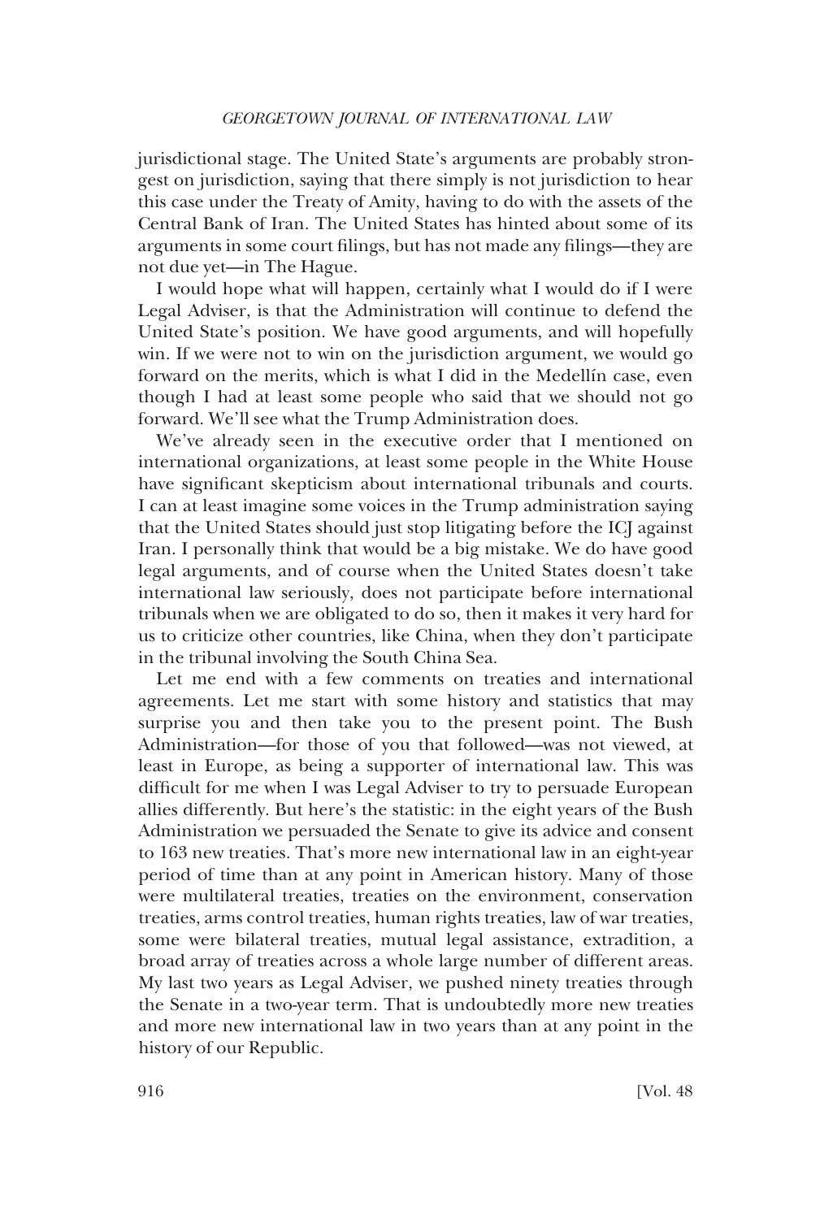jurisdictional stage. The United State's arguments are probably strongest on jurisdiction, saying that there simply is not jurisdiction to hear this case under the Treaty of Amity, having to do with the assets of the Central Bank of Iran. The United States has hinted about some of its arguments in some court filings, but has not made any filings—they are not due yet—in The Hague.

I would hope what will happen, certainly what I would do if I were Legal Adviser, is that the Administration will continue to defend the United State's position. We have good arguments, and will hopefully win. If we were not to win on the jurisdiction argument, we would go forward on the merits, which is what I did in the Medellín case, even though I had at least some people who said that we should not go forward. We'll see what the Trump Administration does.

We've already seen in the executive order that I mentioned on international organizations, at least some people in the White House have significant skepticism about international tribunals and courts. I can at least imagine some voices in the Trump administration saying that the United States should just stop litigating before the ICJ against Iran. I personally think that would be a big mistake. We do have good legal arguments, and of course when the United States doesn't take international law seriously, does not participate before international tribunals when we are obligated to do so, then it makes it very hard for us to criticize other countries, like China, when they don't participate in the tribunal involving the South China Sea.

Let me end with a few comments on treaties and international agreements. Let me start with some history and statistics that may surprise you and then take you to the present point. The Bush Administration—for those of you that followed—was not viewed, at least in Europe, as being a supporter of international law. This was difficult for me when I was Legal Adviser to try to persuade European allies differently. But here's the statistic: in the eight years of the Bush Administration we persuaded the Senate to give its advice and consent to 163 new treaties. That's more new international law in an eight-year period of time than at any point in American history. Many of those were multilateral treaties, treaties on the environment, conservation treaties, arms control treaties, human rights treaties, law of war treaties, some were bilateral treaties, mutual legal assistance, extradition, a broad array of treaties across a whole large number of different areas. My last two years as Legal Adviser, we pushed ninety treaties through the Senate in a two-year term. That is undoubtedly more new treaties and more new international law in two years than at any point in the history of our Republic.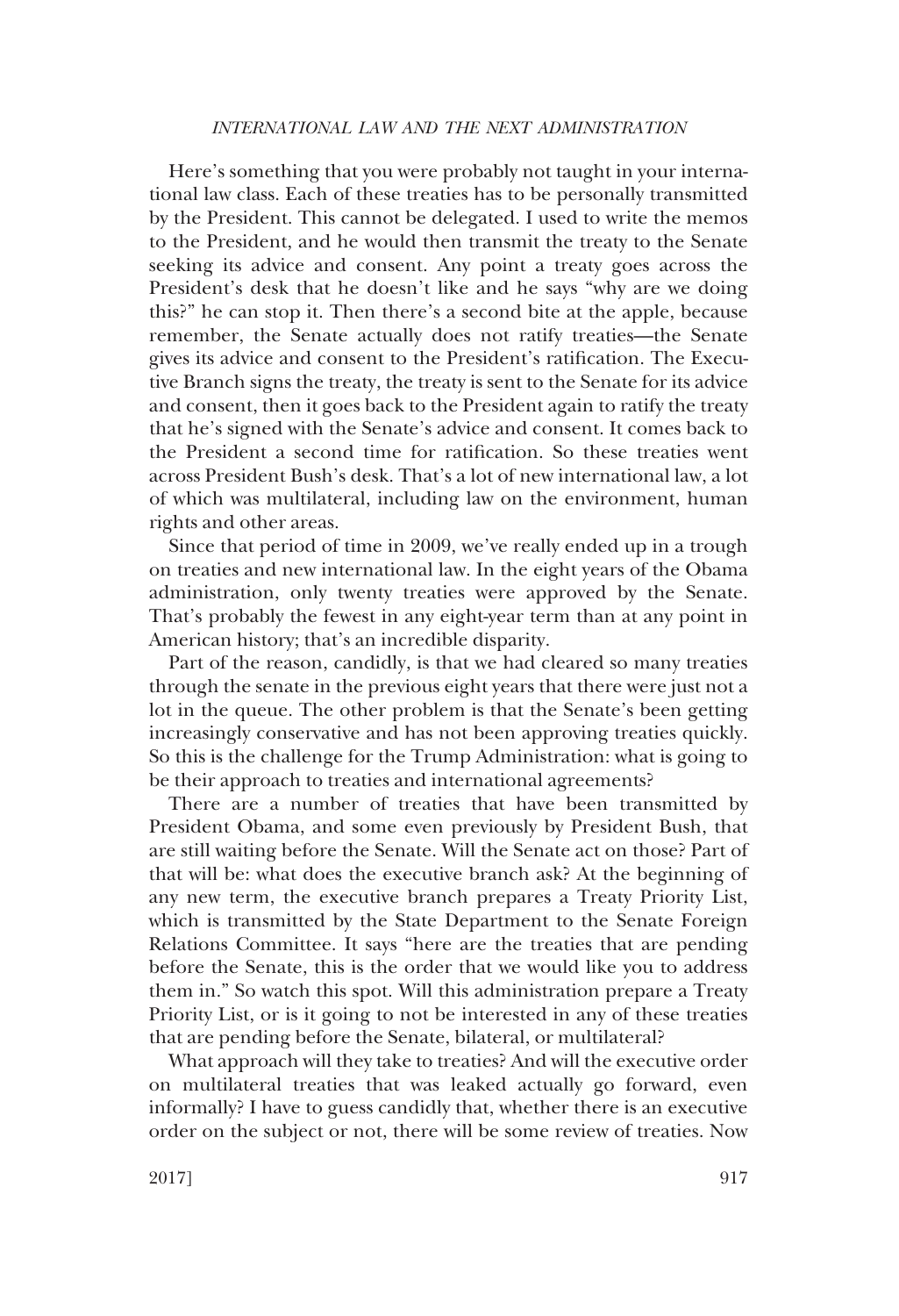Here's something that you were probably not taught in your international law class. Each of these treaties has to be personally transmitted by the President. This cannot be delegated. I used to write the memos to the President, and he would then transmit the treaty to the Senate seeking its advice and consent. Any point a treaty goes across the President's desk that he doesn't like and he says "why are we doing this?" he can stop it. Then there's a second bite at the apple, because remember, the Senate actually does not ratify treaties—the Senate gives its advice and consent to the President's ratification. The Executive Branch signs the treaty, the treaty is sent to the Senate for its advice and consent, then it goes back to the President again to ratify the treaty that he's signed with the Senate's advice and consent. It comes back to the President a second time for ratification. So these treaties went across President Bush's desk. That's a lot of new international law, a lot of which was multilateral, including law on the environment, human rights and other areas.

Since that period of time in 2009, we've really ended up in a trough on treaties and new international law. In the eight years of the Obama administration, only twenty treaties were approved by the Senate. That's probably the fewest in any eight-year term than at any point in American history; that's an incredible disparity.

Part of the reason, candidly, is that we had cleared so many treaties through the senate in the previous eight years that there were just not a lot in the queue. The other problem is that the Senate's been getting increasingly conservative and has not been approving treaties quickly. So this is the challenge for the Trump Administration: what is going to be their approach to treaties and international agreements?

There are a number of treaties that have been transmitted by President Obama, and some even previously by President Bush, that are still waiting before the Senate. Will the Senate act on those? Part of that will be: what does the executive branch ask? At the beginning of any new term, the executive branch prepares a Treaty Priority List, which is transmitted by the State Department to the Senate Foreign Relations Committee. It says "here are the treaties that are pending before the Senate, this is the order that we would like you to address them in." So watch this spot. Will this administration prepare a Treaty Priority List, or is it going to not be interested in any of these treaties that are pending before the Senate, bilateral, or multilateral?

What approach will they take to treaties? And will the executive order on multilateral treaties that was leaked actually go forward, even informally? I have to guess candidly that, whether there is an executive order on the subject or not, there will be some review of treaties. Now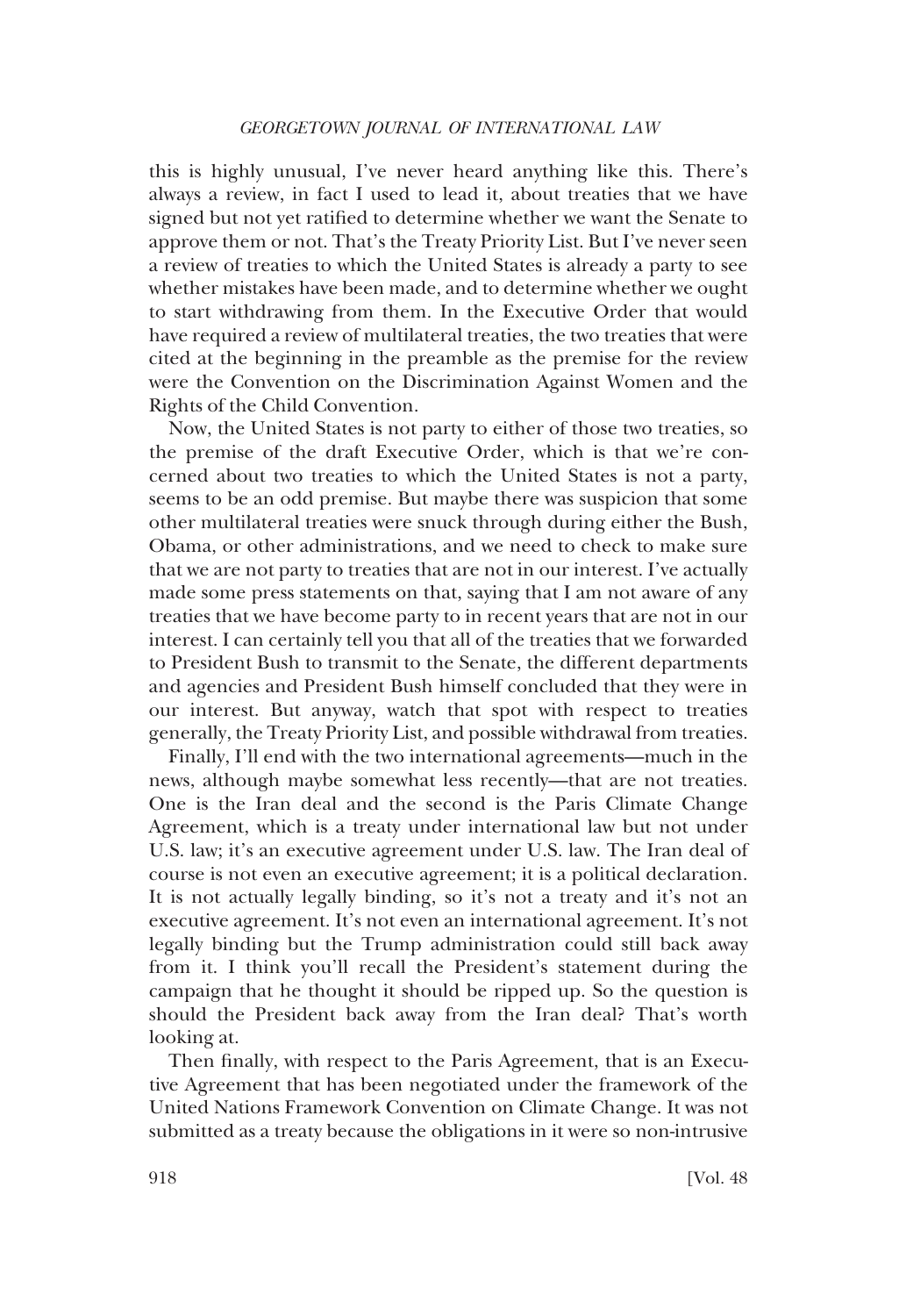this is highly unusual, I've never heard anything like this. There's always a review, in fact I used to lead it, about treaties that we have signed but not yet ratified to determine whether we want the Senate to approve them or not. That's the Treaty Priority List. But I've never seen a review of treaties to which the United States is already a party to see whether mistakes have been made, and to determine whether we ought to start withdrawing from them. In the Executive Order that would have required a review of multilateral treaties, the two treaties that were cited at the beginning in the preamble as the premise for the review were the Convention on the Discrimination Against Women and the Rights of the Child Convention.

Now, the United States is not party to either of those two treaties, so the premise of the draft Executive Order, which is that we're concerned about two treaties to which the United States is not a party, seems to be an odd premise. But maybe there was suspicion that some other multilateral treaties were snuck through during either the Bush, Obama, or other administrations, and we need to check to make sure that we are not party to treaties that are not in our interest. I've actually made some press statements on that, saying that I am not aware of any treaties that we have become party to in recent years that are not in our interest. I can certainly tell you that all of the treaties that we forwarded to President Bush to transmit to the Senate, the different departments and agencies and President Bush himself concluded that they were in our interest. But anyway, watch that spot with respect to treaties generally, the Treaty Priority List, and possible withdrawal from treaties.

Finally, I'll end with the two international agreements—much in the news, although maybe somewhat less recently—that are not treaties. One is the Iran deal and the second is the Paris Climate Change Agreement, which is a treaty under international law but not under U.S. law; it's an executive agreement under U.S. law. The Iran deal of course is not even an executive agreement; it is a political declaration. It is not actually legally binding, so it's not a treaty and it's not an executive agreement. It's not even an international agreement. It's not legally binding but the Trump administration could still back away from it. I think you'll recall the President's statement during the campaign that he thought it should be ripped up. So the question is should the President back away from the Iran deal? That's worth looking at.

Then finally, with respect to the Paris Agreement, that is an Executive Agreement that has been negotiated under the framework of the United Nations Framework Convention on Climate Change. It was not submitted as a treaty because the obligations in it were so non-intrusive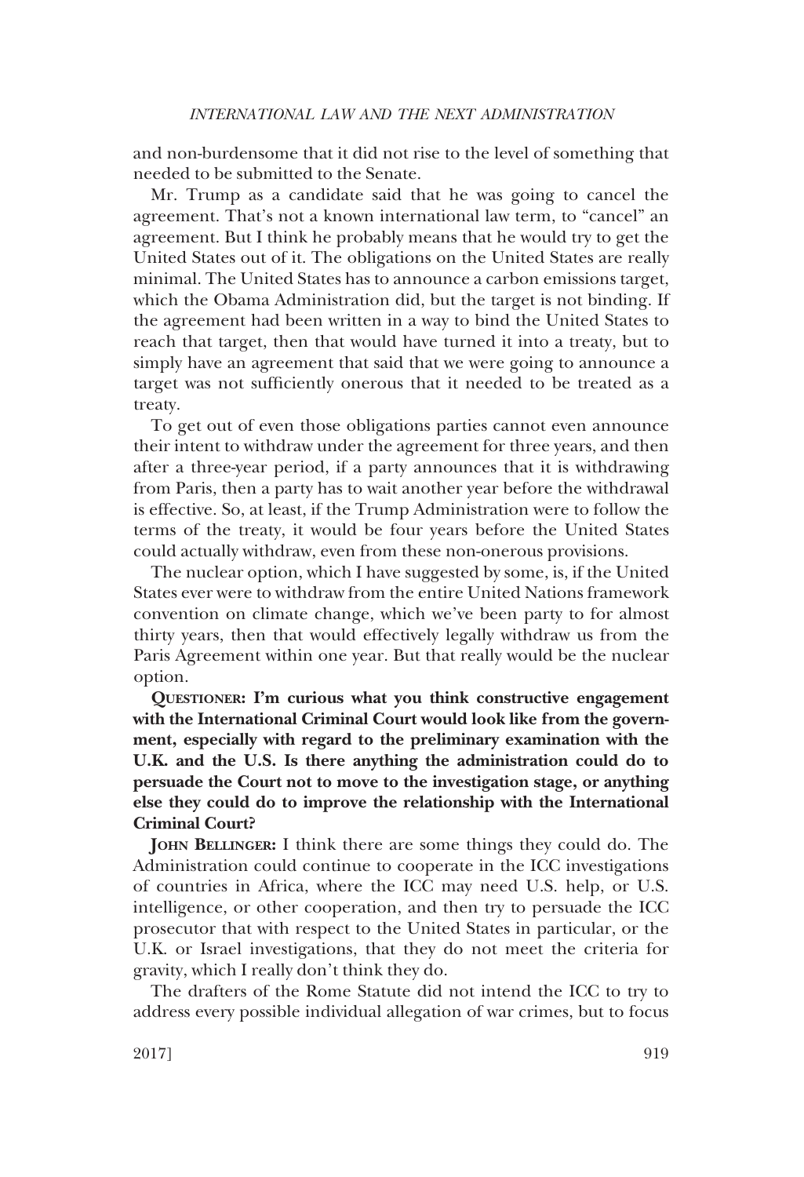and non-burdensome that it did not rise to the level of something that needed to be submitted to the Senate.

Mr. Trump as a candidate said that he was going to cancel the agreement. That's not a known international law term, to "cancel" an agreement. But I think he probably means that he would try to get the United States out of it. The obligations on the United States are really minimal. The United States has to announce a carbon emissions target, which the Obama Administration did, but the target is not binding. If the agreement had been written in a way to bind the United States to reach that target, then that would have turned it into a treaty, but to simply have an agreement that said that we were going to announce a target was not sufficiently onerous that it needed to be treated as a treaty.

To get out of even those obligations parties cannot even announce their intent to withdraw under the agreement for three years, and then after a three-year period, if a party announces that it is withdrawing from Paris, then a party has to wait another year before the withdrawal is effective. So, at least, if the Trump Administration were to follow the terms of the treaty, it would be four years before the United States could actually withdraw, even from these non-onerous provisions.

The nuclear option, which I have suggested by some, is, if the United States ever were to withdraw from the entire United Nations framework convention on climate change, which we've been party to for almost thirty years, then that would effectively legally withdraw us from the Paris Agreement within one year. But that really would be the nuclear option.

**QUESTIONER: I'm curious what you think constructive engagement with the International Criminal Court would look like from the government, especially with regard to the preliminary examination with the U.K. and the U.S. Is there anything the administration could do to persuade the Court not to move to the investigation stage, or anything else they could do to improve the relationship with the International Criminal Court?**

**JOHN BELLINGER:** I think there are some things they could do. The Administration could continue to cooperate in the ICC investigations of countries in Africa, where the ICC may need U.S. help, or U.S. intelligence, or other cooperation, and then try to persuade the ICC prosecutor that with respect to the United States in particular, or the U.K. or Israel investigations, that they do not meet the criteria for gravity, which I really don't think they do.

The drafters of the Rome Statute did not intend the ICC to try to address every possible individual allegation of war crimes, but to focus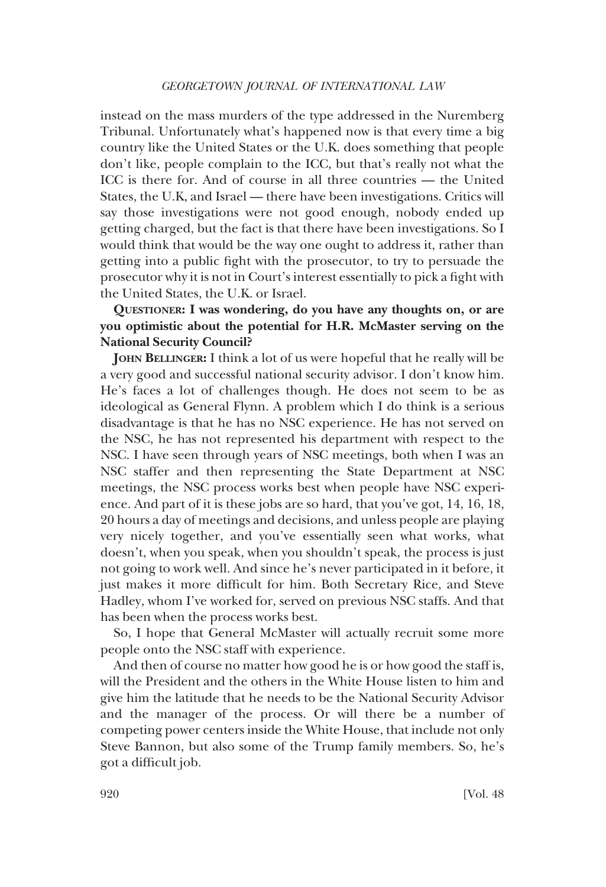instead on the mass murders of the type addressed in the Nuremberg Tribunal. Unfortunately what's happened now is that every time a big country like the United States or the U.K. does something that people don't like, people complain to the ICC, but that's really not what the ICC is there for. And of course in all three countries — the United States, the U.K, and Israel — there have been investigations. Critics will say those investigations were not good enough, nobody ended up getting charged, but the fact is that there have been investigations. So I would think that would be the way one ought to address it, rather than getting into a public fight with the prosecutor, to try to persuade the prosecutor why it is not in Court's interest essentially to pick a fight with the United States, the U.K. or Israel.

**QUESTIONER: I was wondering, do you have any thoughts on, or are you optimistic about the potential for H.R. McMaster serving on the National Security Council?**

**JOHN BELLINGER:** I think a lot of us were hopeful that he really will be a very good and successful national security advisor. I don't know him. He's faces a lot of challenges though. He does not seem to be as ideological as General Flynn. A problem which I do think is a serious disadvantage is that he has no NSC experience. He has not served on the NSC, he has not represented his department with respect to the NSC. I have seen through years of NSC meetings, both when I was an NSC staffer and then representing the State Department at NSC meetings, the NSC process works best when people have NSC experience. And part of it is these jobs are so hard, that you've got, 14, 16, 18, 20 hours a day of meetings and decisions, and unless people are playing very nicely together, and you've essentially seen what works, what doesn't, when you speak, when you shouldn't speak, the process is just not going to work well. And since he's never participated in it before, it just makes it more difficult for him. Both Secretary Rice, and Steve Hadley, whom I've worked for, served on previous NSC staffs. And that has been when the process works best.

So, I hope that General McMaster will actually recruit some more people onto the NSC staff with experience.

And then of course no matter how good he is or how good the staff is, will the President and the others in the White House listen to him and give him the latitude that he needs to be the National Security Advisor and the manager of the process. Or will there be a number of competing power centers inside the White House, that include not only Steve Bannon, but also some of the Trump family members. So, he's got a difficult job.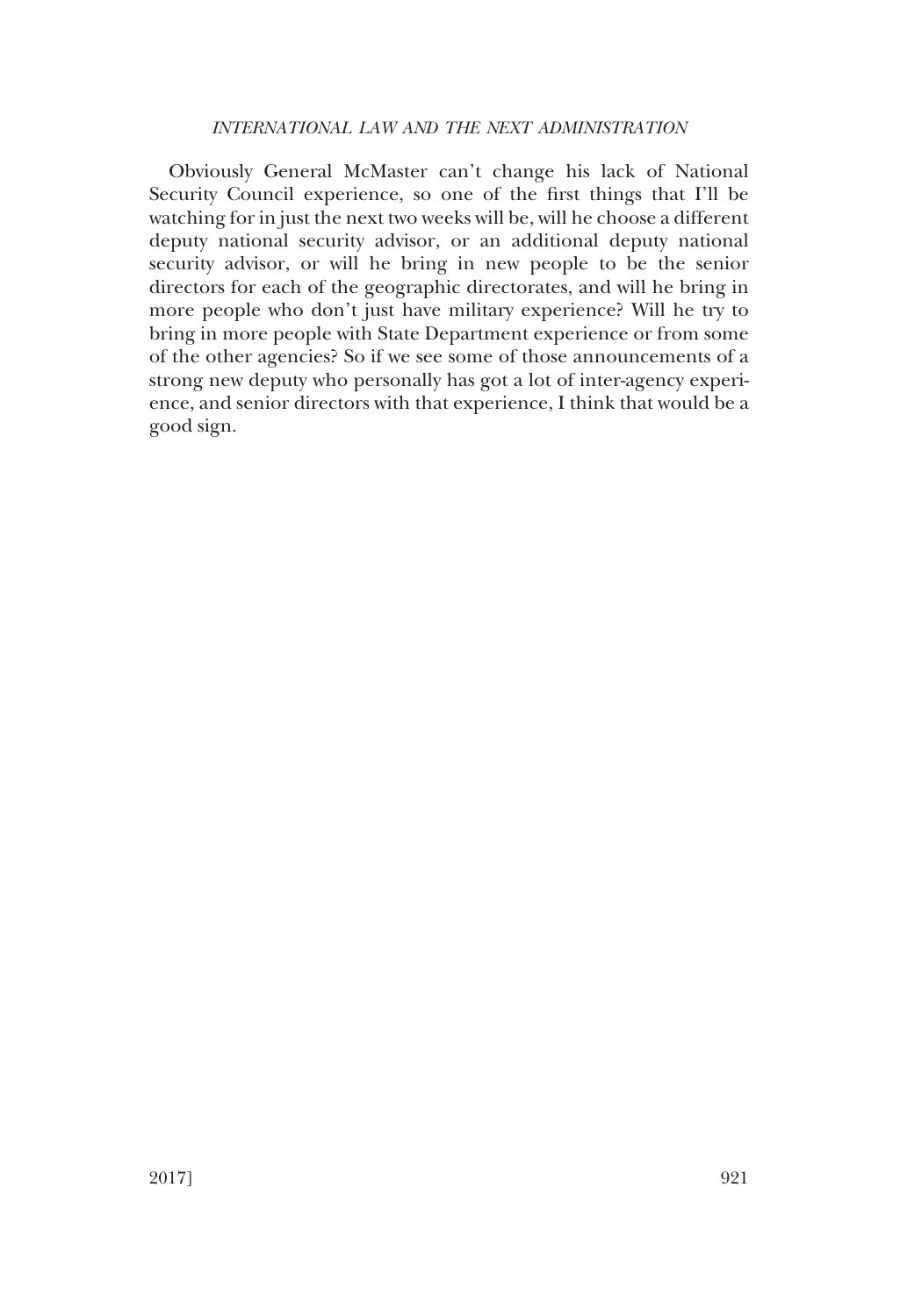Obviously General McMaster can't change his lack of National Security Council experience, so one of the first things that I'll be watching for in just the next two weeks will be, will he choose a different deputy national security advisor, or an additional deputy national security advisor, or will he bring in new people to be the senior directors for each of the geographic directorates, and will he bring in more people who don't just have military experience? Will he try to bring in more people with State Department experience or from some of the other agencies? So if we see some of those announcements of a strong new deputy who personally has got a lot of inter-agency experience, and senior directors with that experience, I think that would be a good sign.